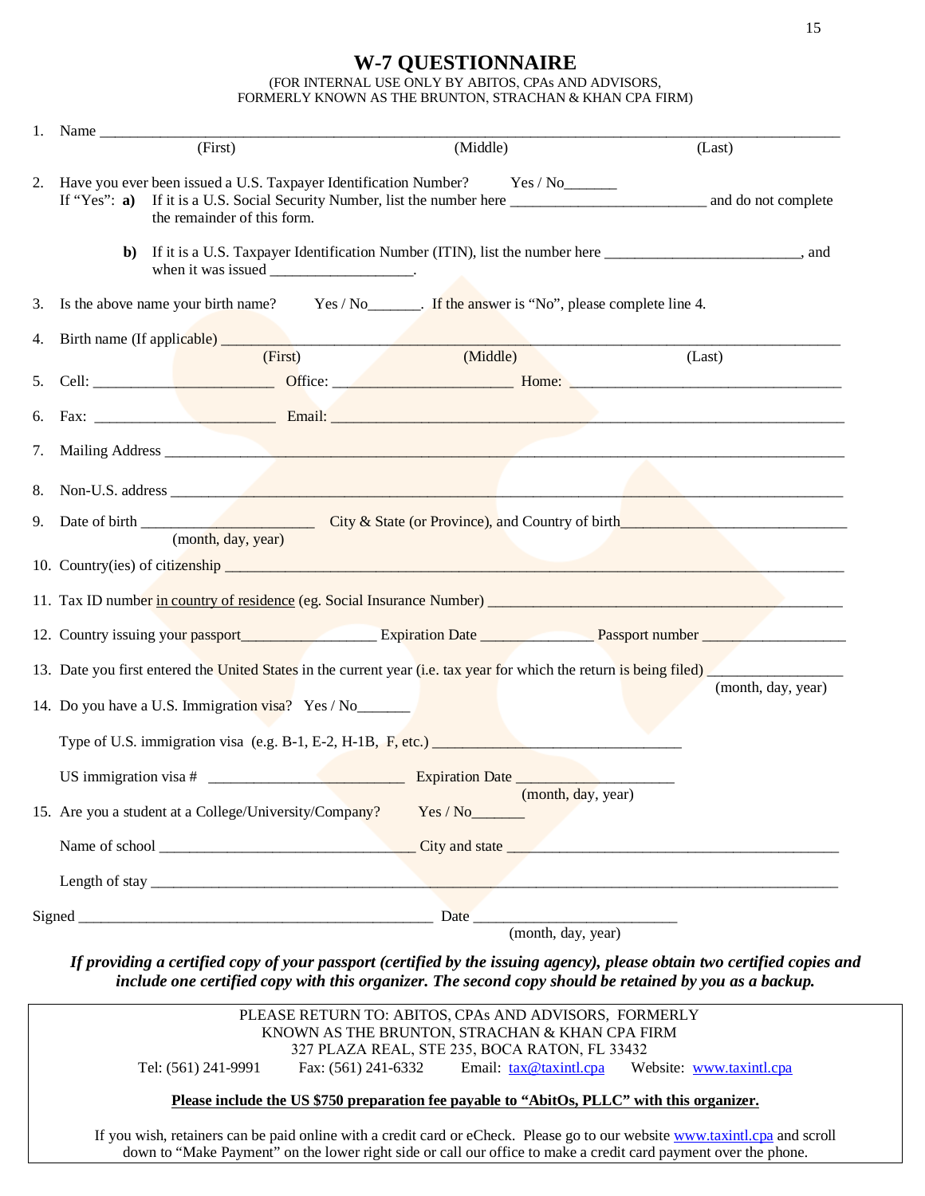# W-7 QUESTIONNAIRE

(FOR INTERNAL USE ONLY BY ABITOS, CPAs AND ADVISORS,
FORMERLY KNOWN AS THE BRUNTON, STRACHAN & KHAN CPA FIRM)

1. Name ________________________________________________________________________
   (First) (Middle) (Last)

2. Have you ever been issued a U.S. Taxpayer Identification Number? Yes / No_______
   If "Yes": **a)** If it is a U.S. Social Security Number, list the number here __________________________ and do not complete the remainder of this form.

   **b)** If it is a U.S. Taxpayer Identification Number (ITIN), list the number here __________________________, and when it was issued ___________________.

3. Is the above name your birth name? Yes / No_______. If the answer is "No", please complete line 4.

4. Birth name (If applicable) ___________________________________________________
   (First) (Middle) (Last)

5. Cell: ________________________ Office: ________________________ Home: ______________________________________

6. Fax: ________________________ Email: ______________________________________________________________

7. Mailing Address _______________________________________________________________________________

8. Non-U.S. address ______________________________________________________________________________

9. Date of birth ________________________ City & State (or Province), and Country of birth______________________________
   (month, day, year)

10. Country(ies) of citizenship _____________________________________________________________________

11. Tax ID number in country of residence (eg. Social Insurance Number) _____________________________________________

12. Country issuing your passport__________________ Expiration Date _______________ Passport number ___________________

13. Date you first entered the United States in the current year (i.e. tax year for which the return is being filed) _________________
    (month, day, year)

14. Do you have a U.S. Immigration visa? Yes / No_______

    Type of U.S. immigration visa (e.g. B-1, E-2, H-1B, F, etc.) ________________________________

    US immigration visa # __________________________ Expiration Date _____________________
    (month, day, year)

15. Are you a student at a College/University/Company? Yes / No_______

    Name of school __________________________________ City and state ____________________________________________

    Length of stay ___________________________________________________________________________________

Signed _______________________________________________ Date __________________________
(month, day, year)

***If providing a certified copy of your passport (certified by the issuing agency), please obtain two certified copies and include one certified copy with this organizer. The second copy should be retained by you as a backup.***

PLEASE RETURN TO: ABITOS, CPAs AND ADVISORS, FORMERLY KNOWN AS THE BRUNTON, STRACHAN & KHAN CPA FIRM
327 PLAZA REAL, STE 235, BOCA RATON, FL 33432
Tel: (561) 241-9991 Fax: (561) 241-6332 Email: tax@taxintl.cpa Website: www.taxintl.cpa

**Please include the US $750 preparation fee payable to "AbitOs, PLLC" with this organizer.**

If you wish, retainers can be paid online with a credit card or eCheck. Please go to our website www.taxintl.cpa and scroll down to "Make Payment" on the lower right side or call our office to make a credit card payment over the phone.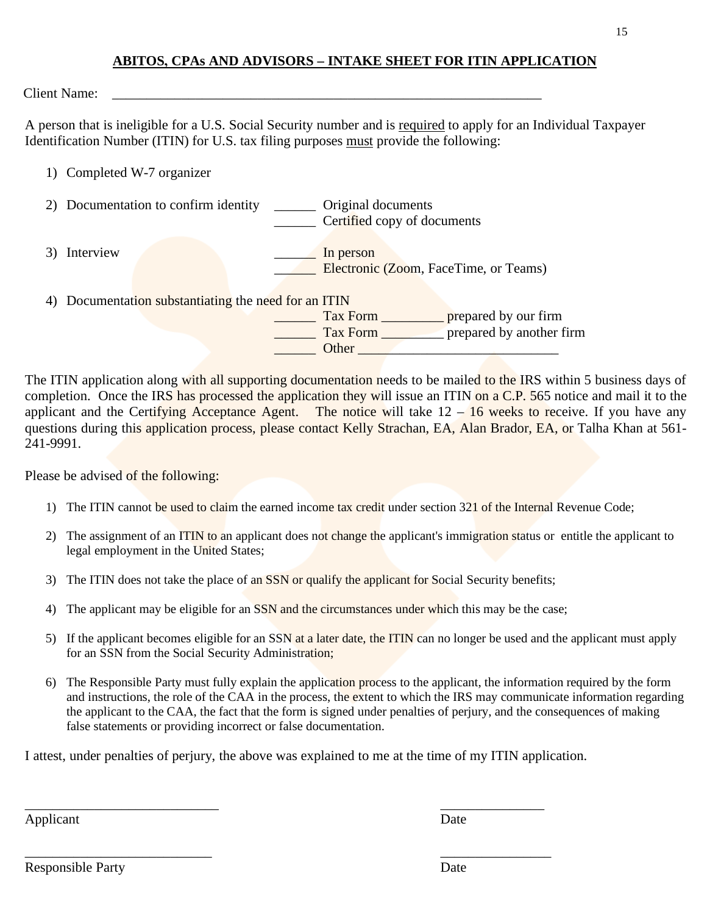## ABITOS, CPAs AND ADVISORS – INTAKE SHEET FOR ITIN APPLICATION

Client Name: ________________________________________________________________

A person that is ineligible for a U.S. Social Security number and is required to apply for an Individual Taxpayer Identification Number (ITIN) for U.S. tax filing purposes must provide the following:

1) Completed W-7 organizer

2) Documentation to confirm identity
   ______ Original documents
   ______ Certified copy of documents

3) Interview
   ______ In person
   ______ Electronic (Zoom, FaceTime, or Teams)

4) Documentation substantiating the need for an ITIN
   ______ Tax Form _________ prepared by our firm
   ______ Tax Form _________ prepared by another firm
   ______ Other ______________________________

The ITIN application along with all supporting documentation needs to be mailed to the IRS within 5 business days of completion. Once the IRS has processed the application they will issue an ITIN on a C.P. 565 notice and mail it to the applicant and the Certifying Acceptance Agent. The notice will take 12 – 16 weeks to receive. If you have any questions during this application process, please contact Kelly Strachan, EA, Alan Brador, EA, or Talha Khan at 561-241-9991.

Please be advised of the following:

1) The ITIN cannot be used to claim the earned income tax credit under section 321 of the Internal Revenue Code;
2) The assignment of an ITIN to an applicant does not change the applicant's immigration status or entitle the applicant to legal employment in the United States;
3) The ITIN does not take the place of an SSN or qualify the applicant for Social Security benefits;
4) The applicant may be eligible for an SSN and the circumstances under which this may be the case;
5) If the applicant becomes eligible for an SSN at a later date, the ITIN can no longer be used and the applicant must apply for an SSN from the Social Security Administration;
6) The Responsible Party must fully explain the application process to the applicant, the information required by the form and instructions, the role of the CAA in the process, the extent to which the IRS may communicate information regarding the applicant to the CAA, the fact that the form is signed under penalties of perjury, and the consequences of making false statements or providing incorrect or false documentation.

I attest, under penalties of perjury, the above was explained to me at the time of my ITIN application.

____________________________ _______________
Applicant Date

____________________________ _______________
Responsible Party Date